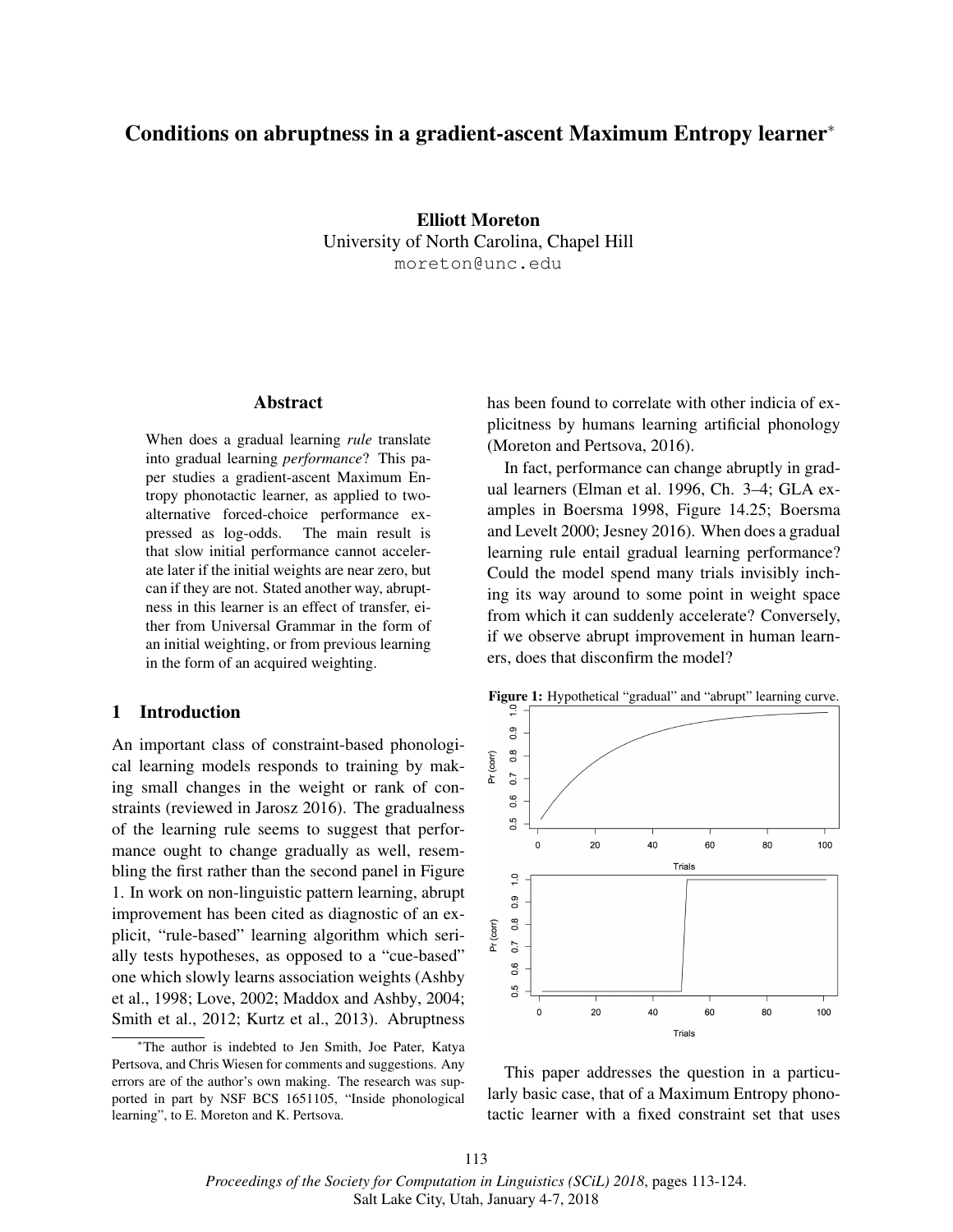# Conditions on abruptness in a gradient-ascent Maximum Entropy learner*

**Elliott Moreton**
University of North Carolina, Chapel Hill
moreton@unc.edu

## Abstract

When does a gradual learning *rule* translate into gradual learning *performance*? This paper studies a gradient-ascent Maximum Entropy phonotactic learner, as applied to two-alternative forced-choice performance expressed as log-odds. The main result is that slow initial performance cannot accelerate later if the initial weights are near zero, but can if they are not. Stated another way, abruptness in this learner is an effect of transfer, either from Universal Grammar in the form of an initial weighting, or from previous learning in the form of an acquired weighting.

## 1 Introduction

An important class of constraint-based phonological learning models responds to training by making small changes in the weight or rank of constraints (reviewed in Jarosz 2016). The gradualness of the learning rule seems to suggest that performance ought to change gradually as well, resembling the first rather than the second panel in Figure 1. In work on non-linguistic pattern learning, abrupt improvement has been cited as diagnostic of an explicit, "rule-based" learning algorithm which serially tests hypotheses, as opposed to a "cue-based" one which slowly learns association weights (Ashby et al., 1998; Love, 2002; Maddox and Ashby, 2004; Smith et al., 2012; Kurtz et al., 2013). Abruptness has been found to correlate with other indicia of explicitness by humans learning artificial phonology (Moreton and Pertsova, 2016).

In fact, performance can change abruptly in gradual learners (Elman et al. 1996, Ch. 3–4; GLA examples in Boersma 1998, Figure 14.25; Boersma and Levelt 2000; Jesney 2016). When does a gradual learning rule entail gradual learning performance? Could the model spend many trials invisibly inching its way around to some point in weight space from which it can suddenly accelerate? Conversely, if we observe abrupt improvement in human learners, does that disconfirm the model?

**Figure 1:** Hypothetical "gradual" and "abrupt" learning curve.

This paper addresses the question in a particularly basic case, that of a Maximum Entropy phonotactic learner with a fixed constraint set that uses

*The author is indebted to Jen Smith, Joe Pater, Katya Pertsova, and Chris Wiesen for comments and suggestions. Any errors are of the author's own making. The research was supported in part by NSF BCS 1651105, "Inside phonological learning", to E. Moreton and K. Pertsova.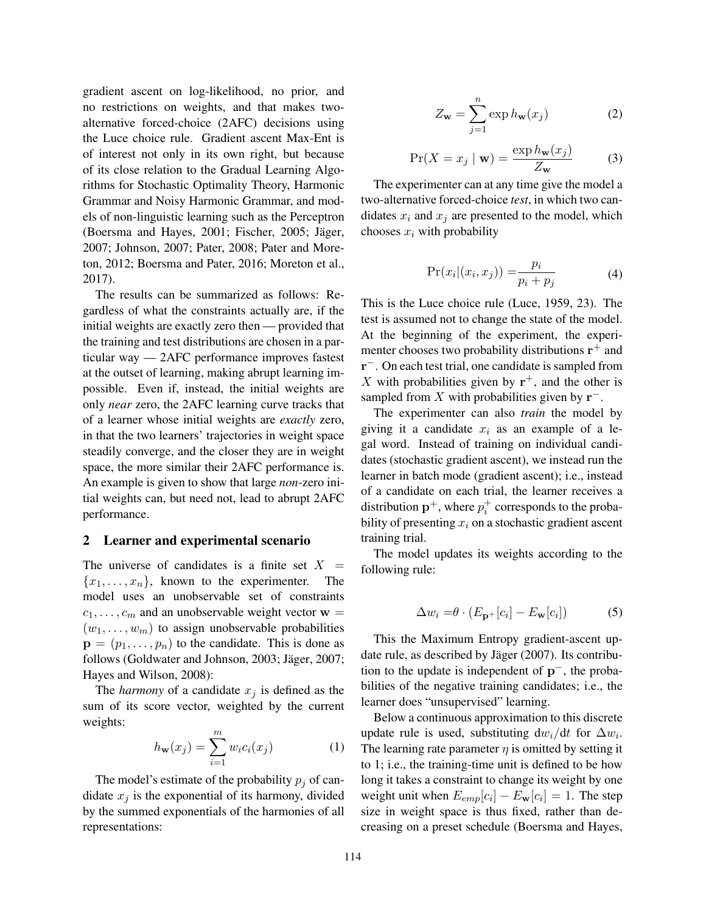gradient ascent on log-likelihood, no prior, and no restrictions on weights, and that makes two-alternative forced-choice (2AFC) decisions using the Luce choice rule. Gradient ascent Max-Ent is of interest not only in its own right, but because of its close relation to the Gradual Learning Algorithms for Stochastic Optimality Theory, Harmonic Grammar and Noisy Harmonic Grammar, and models of non-linguistic learning such as the Perceptron (Boersma and Hayes, 2001; Fischer, 2005; Jäger, 2007; Johnson, 2007; Pater, 2008; Pater and Moreton, 2012; Boersma and Pater, 2016; Moreton et al., 2017).

The results can be summarized as follows: Regardless of what the constraints actually are, if the initial weights are exactly zero then — provided that the training and test distributions are chosen in a particular way — 2AFC performance improves fastest at the outset of learning, making abrupt learning impossible. Even if, instead, the initial weights are only *near* zero, the 2AFC learning curve tracks that of a learner whose initial weights are *exactly* zero, in that the two learners' trajectories in weight space steadily converge, and the closer they are in weight space, the more similar their 2AFC performance is. An example is given to show that large *non*-zero initial weights can, but need not, lead to abrupt 2AFC performance.

## 2 Learner and experimental scenario

The universe of candidates is a finite set $X = \{x_1, \ldots, x_n\}$, known to the experimenter. The model uses an unobservable set of constraints $c_1, \ldots, c_m$ and an unobservable weight vector $\mathbf{w} = (w_1, \ldots, w_m)$ to assign unobservable probabilities $\mathbf{p} = (p_1, \ldots, p_n)$ to the candidate. This is done as follows (Goldwater and Johnson, 2003; Jäger, 2007; Hayes and Wilson, 2008):

The *harmony* of a candidate $x_j$ is defined as the sum of its score vector, weighted by the current weights:

$$h_{\mathbf{w}}(x_j) = \sum_{i=1}^{m} w_i c_i(x_j) \tag{1}$$

The model's estimate of the probability $p_j$ of candidate $x_j$ is the exponential of its harmony, divided by the summed exponentials of the harmonies of all representations:

$$Z_{\mathbf{w}} = \sum_{j=1}^{n} \exp h_{\mathbf{w}}(x_j) \tag{2}$$

$$\Pr(X = x_j \mid \mathbf{w}) = \frac{\exp h_{\mathbf{w}}(x_j)}{Z_{\mathbf{w}}} \tag{3}$$

The experimenter can at any time give the model a two-alternative forced-choice *test*, in which two candidates $x_i$ and $x_j$ are presented to the model, which chooses $x_i$ with probability

$$\Pr(x_i | (x_i, x_j)) = \frac{p_i}{p_i + p_j} \tag{4}$$

This is the Luce choice rule (Luce, 1959, 23). The test is assumed not to change the state of the model. At the beginning of the experiment, the experimenter chooses two probability distributions $\mathbf{r}^+$ and $\mathbf{r}^-$. On each test trial, one candidate is sampled from $X$ with probabilities given by $\mathbf{r}^+$, and the other is sampled from $X$ with probabilities given by $\mathbf{r}^-$.

The experimenter can also *train* the model by giving it a candidate $x_i$ as an example of a legal word. Instead of training on individual candidates (stochastic gradient ascent), we instead run the learner in batch mode (gradient ascent); i.e., instead of a candidate on each trial, the learner receives a distribution $\mathbf{p}^+$, where $p_i^+$ corresponds to the probability of presenting $x_i$ on a stochastic gradient ascent training trial.

The model updates its weights according to the following rule:

$$\Delta w_i = \theta \cdot (E_{\mathbf{p}^+}[c_i] - E_{\mathbf{w}}[c_i]) \tag{5}$$

This the Maximum Entropy gradient-ascent update rule, as described by Jäger (2007). Its contribution to the update is independent of $\mathbf{p}^-$, the probabilities of the negative training candidates; i.e., the learner does "unsupervised" learning.

Below a continuous approximation to this discrete update rule is used, substituting $\mathrm{d}w_i/\mathrm{d}t$ for $\Delta w_i$. The learning rate parameter $\eta$ is omitted by setting it to 1; i.e., the training-time unit is defined to be how long it takes a constraint to change its weight by one weight unit when $E_{emp}[c_i] - E_{\mathbf{w}}[c_i] = 1$. The step size in weight space is thus fixed, rather than decreasing on a preset schedule (Boersma and Hayes,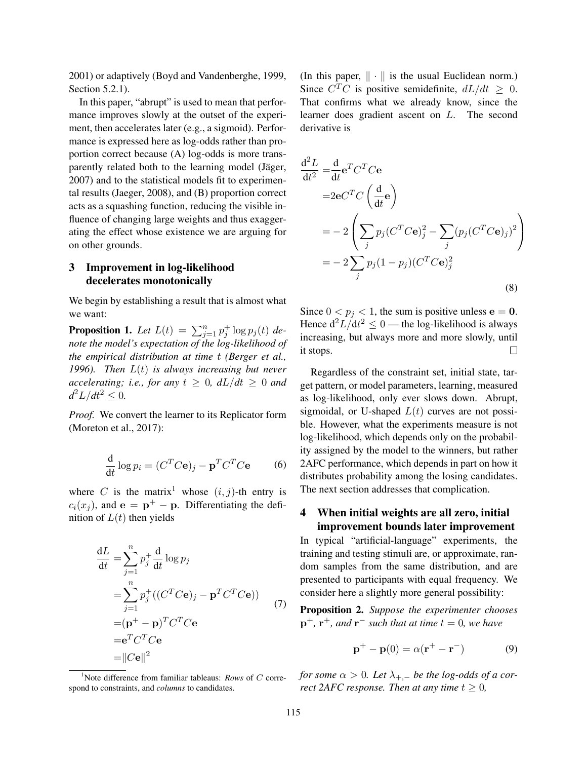2001) or adaptively (Boyd and Vandenberghe, 1999, Section 5.2.1).

In this paper, "abrupt" is used to mean that performance improves slowly at the outset of the experiment, then accelerates later (e.g., a sigmoid). Performance is expressed here as log-odds rather than proportion correct because (A) log-odds is more transparently related both to the learning model (Jäger, 2007) and to the statistical models fit to experimental results (Jaeger, 2008), and (B) proportion correct acts as a squashing function, reducing the visible influence of changing large weights and thus exaggerating the effect whose existence we are arguing for on other grounds.

## 3 Improvement in log-likelihood decelerates monotonically

We begin by establishing a result that is almost what we want:

**Proposition 1.** *Let $L(t) = \sum_{j=1}^{n} p_j^+ \log p_j(t)$ denote the model's expectation of the log-likelihood of the empirical distribution at time $t$ (Berger et al., 1996). Then $L(t)$ is always increasing but never accelerating; i.e., for any $t \geq 0$, $dL/dt \geq 0$ and $d^2L/dt^2 \leq 0$.*

*Proof.* We convert the learner to its Replicator form (Moreton et al., 2017):

$$\frac{\mathrm{d}}{\mathrm{d}t} \log p_i = (C^T C \mathbf{e})_j - \mathbf{p}^T C^T C \mathbf{e} \tag{6}$$

where $C$ is the matrix[1] whose $(i, j)$-th entry is $c_i(x_j)$, and $\mathbf{e} = \mathbf{p}^+ - \mathbf{p}$. Differentiating the definition of $L(t)$ then yields

$$\begin{aligned} \frac{\mathrm{d}L}{\mathrm{d}t} =& \sum_{j=1}^{n} p_j^+ \frac{\mathrm{d}}{\mathrm{d}t} \log p_j \\ =& \sum_{j=1}^{n} p_j^+ ((C^T C \mathbf{e})_j - \mathbf{p}^T C^T C \mathbf{e}) \\ =& (\mathbf{p}^+ - \mathbf{p})^T C^T C \mathbf{e} \\ =& \mathbf{e}^T C^T C \mathbf{e} \\ =& \|C\mathbf{e}\|^2 \end{aligned} \tag{7}$$

(In this paper, $\|\cdot\|$ is the usual Euclidean norm.) Since $C^T C$ is positive semidefinite, $dL/dt \geq 0$. That confirms what we already know, since the learner does gradient ascent on $L$. The second derivative is

$$\begin{aligned} \frac{\mathrm{d}^2 L}{\mathrm{d}t^2} =& \frac{\mathrm{d}}{\mathrm{d}t} \mathbf{e}^T C^T C \mathbf{e} \\ =& 2\mathbf{e} C^T C \left( \frac{\mathrm{d}}{\mathrm{d}t} \mathbf{e} \right) \\ =& -2 \left( \sum_j p_j (C^T C \mathbf{e})_j^2 - \sum_j (p_j (C^T C \mathbf{e})_j)^2 \right) \\ =& -2 \sum_j p_j (1 - p_j) (C^T C \mathbf{e})_j^2 \end{aligned} \tag{8}$$

Since $0 < p_j < 1$, the sum is positive unless $\mathbf{e} = \mathbf{0}$. Hence $\mathrm{d}^2 L/\mathrm{d}t^2 \leq 0$ — the log-likelihood is always increasing, but always more and more slowly, until it stops. □

Regardless of the constraint set, initial state, target pattern, or model parameters, learning, measured as log-likelihood, only ever slows down. Abrupt, sigmoidal, or U-shaped $L(t)$ curves are not possible. However, what the experiments measure is not log-likelihood, which depends only on the probability assigned by the model to the winners, but rather 2AFC performance, which depends in part on how it distributes probability among the losing candidates. The next section addresses that complication.

## 4 When initial weights are all zero, initial improvement bounds later improvement

In typical "artificial-language" experiments, the training and testing stimuli are, or approximate, random samples from the same distribution, and are presented to participants with equal frequency. We consider here a slightly more general possibility:

**Proposition 2.** *Suppose the experimenter chooses $\mathbf{p}^+$, $\mathbf{r}^+$, and $\mathbf{r}^-$ such that at time $t = 0$, we have*

$$\mathbf{p}^+ - \mathbf{p}(0) = \alpha(\mathbf{r}^+ - \mathbf{r}^-) \tag{9}$$

*for some $\alpha > 0$. Let $\lambda_{+,-}$ be the log-odds of a correct 2AFC response. Then at any time $t \geq 0$,*

[1] Note difference from familiar tableaus: *Rows* of $C$ correspond to constraints, and *columns* to candidates.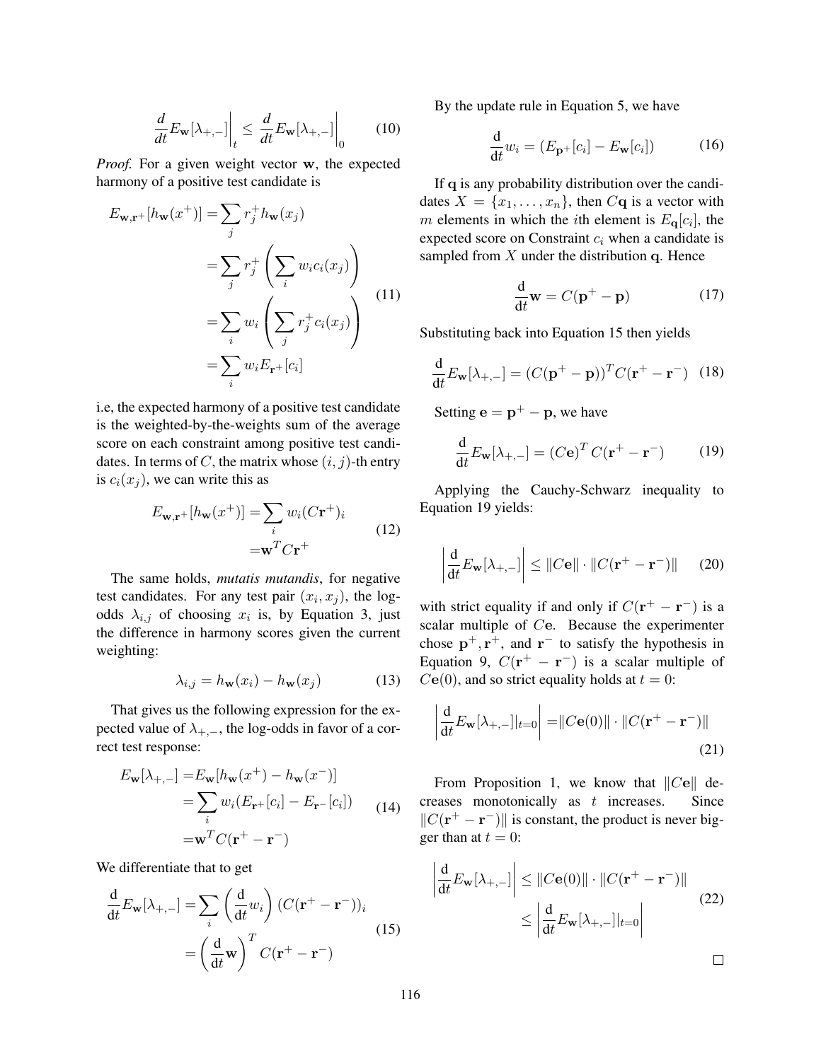$$\frac{d}{dt}E_{\mathbf{w}}[\lambda_{+,-}]\Bigg|_t \leq \frac{d}{dt}E_{\mathbf{w}}[\lambda_{+,-}]\Bigg|_0 \tag{10}$$

*Proof.* For a given weight vector $\mathbf{w}$, the expected harmony of a positive test candidate is

$$\begin{aligned} E_{\mathbf{w},\mathbf{r}^+}[h_{\mathbf{w}}(x^+)] &= \sum_j r_j^+ h_{\mathbf{w}}(x_j) \\ &= \sum_j r_j^+ \left( \sum_i w_i c_i(x_j) \right) \\ &= \sum_i w_i \left( \sum_j r_j^+ c_i(x_j) \right) \\ &= \sum_i w_i E_{\mathbf{r}^+}[c_i] \end{aligned} \tag{11}$$

i.e, the expected harmony of a positive test candidate is the weighted-by-the-weights sum of the average score on each constraint among positive test candidates. In terms of $C$, the matrix whose $(i,j)$-th entry is $c_i(x_j)$, we can write this as

$$\begin{aligned} E_{\mathbf{w},\mathbf{r}^+}[h_{\mathbf{w}}(x^+)] &= \sum_i w_i (C\mathbf{r}^+)_i \\ &= \mathbf{w}^T C \mathbf{r}^+ \end{aligned} \tag{12}$$

The same holds, *mutatis mutandis*, for negative test candidates. For any test pair $(x_i, x_j)$, the log-odds $\lambda_{i,j}$ of choosing $x_i$ is, by Equation 3, just the difference in harmony scores given the current weighting:

$$\lambda_{i,j} = h_{\mathbf{w}}(x_i) - h_{\mathbf{w}}(x_j) \tag{13}$$

That gives us the following expression for the expected value of $\lambda_{+,-}$, the log-odds in favor of a correct test response:

$$\begin{aligned} E_{\mathbf{w}}[\lambda_{+,-}] &= E_{\mathbf{w}}[h_{\mathbf{w}}(x^+) - h_{\mathbf{w}}(x^-)] \\ &= \sum_i w_i (E_{\mathbf{r}^+}[c_i] - E_{\mathbf{r}^-}[c_i]) \\ &= \mathbf{w}^T C (\mathbf{r}^+ - \mathbf{r}^-) \end{aligned} \tag{14}$$

We differentiate that to get

$$\begin{aligned} \frac{\mathrm{d}}{\mathrm{d}t} E_{\mathbf{w}}[\lambda_{+,-}] &= \sum_i \left( \frac{\mathrm{d}}{\mathrm{d}t} w_i \right) (C(\mathbf{r}^+ - \mathbf{r}^-))_i \\ &= \left( \frac{\mathrm{d}}{\mathrm{d}t} \mathbf{w} \right)^T C(\mathbf{r}^+ - \mathbf{r}^-) \end{aligned} \tag{15}$$

By the update rule in Equation 5, we have

$$\frac{\mathrm{d}}{\mathrm{d}t} w_i = (E_{\mathbf{p}^+}[c_i] - E_{\mathbf{w}}[c_i]) \tag{16}$$

If $\mathbf{q}$ is any probability distribution over the candidates $X = \{x_1, \ldots, x_n\}$, then $C\mathbf{q}$ is a vector with $m$ elements in which the $i$th element is $E_{\mathbf{q}}[c_i]$, the expected score on Constraint $c_i$ when a candidate is sampled from $X$ under the distribution $\mathbf{q}$. Hence

$$\frac{\mathrm{d}}{\mathrm{d}t} \mathbf{w} = C(\mathbf{p}^+ - \mathbf{p}) \tag{17}$$

Substituting back into Equation 15 then yields

$$\frac{\mathrm{d}}{\mathrm{d}t} E_{\mathbf{w}}[\lambda_{+,-}] = (C(\mathbf{p}^+ - \mathbf{p}))^T C(\mathbf{r}^+ - \mathbf{r}^-) \tag{18}$$

Setting $\mathbf{e} = \mathbf{p}^+ - \mathbf{p}$, we have

$$\frac{\mathrm{d}}{\mathrm{d}t} E_{\mathbf{w}}[\lambda_{+,-}] = (C\mathbf{e})^T C(\mathbf{r}^+ - \mathbf{r}^-) \tag{19}$$

Applying the Cauchy-Schwarz inequality to Equation 19 yields:

$$\left| \frac{\mathrm{d}}{\mathrm{d}t} E_{\mathbf{w}}[\lambda_{+,-}] \right| \leq \|C\mathbf{e}\| \cdot \|C(\mathbf{r}^+ - \mathbf{r}^-)\| \tag{20}$$

with strict equality if and only if $C(\mathbf{r}^+ - \mathbf{r}^-)$ is a scalar multiple of $C\mathbf{e}$. Because the experimenter chose $\mathbf{p}^+, \mathbf{r}^+$, and $\mathbf{r}^-$ to satisfy the hypothesis in Equation 9, $C(\mathbf{r}^+ - \mathbf{r}^-)$ is a scalar multiple of $C\mathbf{e}(0)$, and so strict equality holds at $t = 0$:

$$\left| \frac{\mathrm{d}}{\mathrm{d}t} E_{\mathbf{w}}[\lambda_{+,-}]|_{t=0} \right| = \|C\mathbf{e}(0)\| \cdot \|C(\mathbf{r}^+ - \mathbf{r}^-)\| \tag{21}$$

From Proposition 1, we know that $\|C\mathbf{e}\|$ decreases monotonically as $t$ increases. Since $\|C(\mathbf{r}^+ - \mathbf{r}^-)\|$ is constant, the product is never bigger than at $t = 0$:

$$\begin{aligned} \left| \frac{\mathrm{d}}{\mathrm{d}t} E_{\mathbf{w}}[\lambda_{+,-}] \right| &\leq \|C\mathbf{e}(0)\| \cdot \|C(\mathbf{r}^+ - \mathbf{r}^-)\| \\ &\leq \left| \frac{\mathrm{d}}{\mathrm{d}t} E_{\mathbf{w}}[\lambda_{+,-}]|_{t=0} \right| \end{aligned} \tag{22}$$

□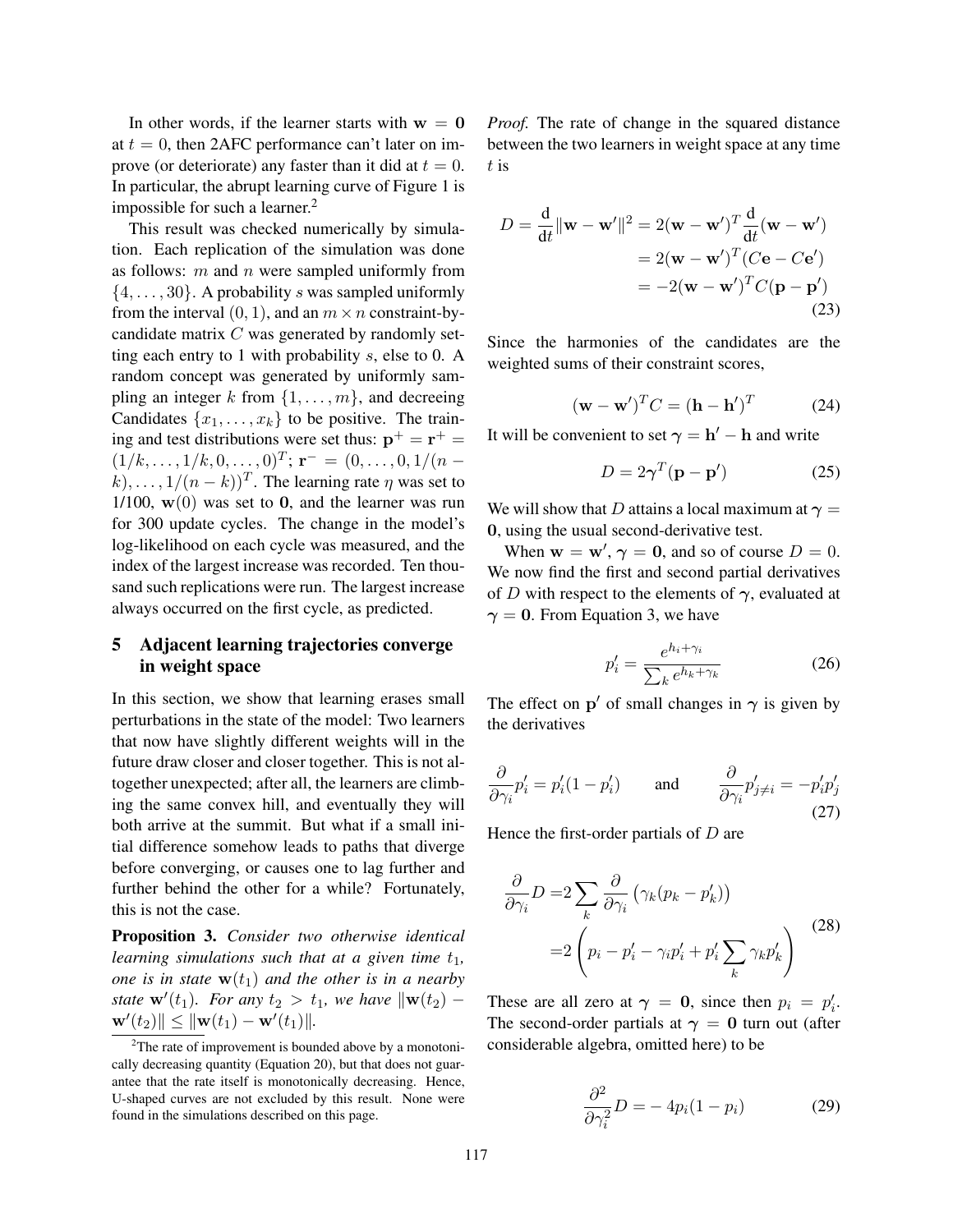In other words, if the learner starts with $\mathbf{w} = \mathbf{0}$ at $t = 0$, then 2AFC performance can't later on improve (or deteriorate) any faster than it did at $t = 0$. In particular, the abrupt learning curve of Figure 1 is impossible for such a learner.[2]

This result was checked numerically by simulation. Each replication of the simulation was done as follows: $m$ and $n$ were sampled uniformly from $\{4, \ldots, 30\}$. A probability $s$ was sampled uniformly from the interval $(0, 1)$, and an $m \times n$ constraint-by-candidate matrix $C$ was generated by randomly setting each entry to 1 with probability $s$, else to 0. A random concept was generated by uniformly sampling an integer $k$ from $\{1, \ldots, m\}$, and decreeing Candidates $\{x_1, \ldots, x_k\}$ to be positive. The training and test distributions were set thus: $\mathbf{p}^+ = \mathbf{r}^+ = (1/k, \ldots, 1/k, 0, \ldots, 0)^T$; $\mathbf{r}^- = (0, \ldots, 0, 1/(n-k), \ldots, 1/(n-k))^T$. The learning rate $\eta$ was set to 1/100, $\mathbf{w}(0)$ was set to $\mathbf{0}$, and the learner was run for 300 update cycles. The change in the model's log-likelihood on each cycle was measured, and the index of the largest increase was recorded. Ten thousand such replications were run. The largest increase always occurred on the first cycle, as predicted.

## 5 Adjacent learning trajectories converge in weight space

In this section, we show that learning erases small perturbations in the state of the model: Two learners that now have slightly different weights will in the future draw closer and closer together. This is not altogether unexpected; after all, the learners are climbing the same convex hill, and eventually they will both arrive at the summit. But what if a small initial difference somehow leads to paths that diverge before converging, or causes one to lag further and further behind the other for a while? Fortunately, this is not the case.

**Proposition 3.** *Consider two otherwise identical learning simulations such that at a given time $t_1$, one is in state $\mathbf{w}(t_1)$ and the other is in a nearby state $\mathbf{w}'(t_1)$. For any $t_2 > t_1$, we have $\|\mathbf{w}(t_2) - \mathbf{w}'(t_2)\| \leq \|\mathbf{w}(t_1) - \mathbf{w}'(t_1)\|$.*

*Proof.* The rate of change in the squared distance between the two learners in weight space at any time $t$ is

$$
\begin{aligned}
D = \frac{\mathrm{d}}{\mathrm{d}t}\|\mathbf{w} - \mathbf{w}'\|^2 &= 2(\mathbf{w} - \mathbf{w}')^T \frac{\mathrm{d}}{\mathrm{d}t}(\mathbf{w} - \mathbf{w}') \\
&= 2(\mathbf{w} - \mathbf{w}')^T (C\mathbf{e} - C\mathbf{e}') \\
&= -2(\mathbf{w} - \mathbf{w}')^T C(\mathbf{p} - \mathbf{p}')
\end{aligned} \tag{23}
$$

Since the harmonies of the candidates are the weighted sums of their constraint scores,

$$
(\mathbf{w} - \mathbf{w}')^T C = (\mathbf{h} - \mathbf{h}')^T \tag{24}
$$

It will be convenient to set $\boldsymbol{\gamma} = \mathbf{h}' - \mathbf{h}$ and write

$$
D = 2\boldsymbol{\gamma}^T(\mathbf{p} - \mathbf{p}') \tag{25}
$$

We will show that $D$ attains a local maximum at $\boldsymbol{\gamma} = \mathbf{0}$, using the usual second-derivative test.

When $\mathbf{w} = \mathbf{w}'$, $\boldsymbol{\gamma} = \mathbf{0}$, and so of course $D = 0$. We now find the first and second partial derivatives of $D$ with respect to the elements of $\boldsymbol{\gamma}$, evaluated at $\boldsymbol{\gamma} = \mathbf{0}$. From Equation 3, we have

$$
p'_i = \frac{e^{h_i + \gamma_i}}{\sum_k e^{h_k + \gamma_k}} \tag{26}
$$

The effect on $\mathbf{p}'$ of small changes in $\boldsymbol{\gamma}$ is given by the derivatives

$$
\frac{\partial}{\partial \gamma_i} p'_i = p'_i(1 - p'_i) \qquad \text{and} \qquad \frac{\partial}{\partial \gamma_i} p'_{j \neq i} = -p'_i p'_j \tag{27}
$$

Hence the first-order partials of $D$ are

$$
\begin{aligned}
\frac{\partial}{\partial \gamma_i} D =& 2 \sum_k \frac{\partial}{\partial \gamma_i} \left(\gamma_k (p_k - p'_k)\right) \\
=& 2 \left( p_i - p'_i - \gamma_i p'_i + p'_i \sum_k \gamma_k p'_k \right)
\end{aligned} \tag{28}
$$

These are all zero at $\boldsymbol{\gamma} = \mathbf{0}$, since then $p_i = p'_i$. The second-order partials at $\boldsymbol{\gamma} = \mathbf{0}$ turn out (after considerable algebra, omitted here) to be

$$
\frac{\partial^2}{\partial \gamma_i^2} D = -4p_i(1 - p_i) \tag{29}
$$

[2] The rate of improvement is bounded above by a monotonically decreasing quantity (Equation 20), but that does not guarantee that the rate itself is monotonically decreasing. Hence, U-shaped curves are not excluded by this result. None were found in the simulations described on this page.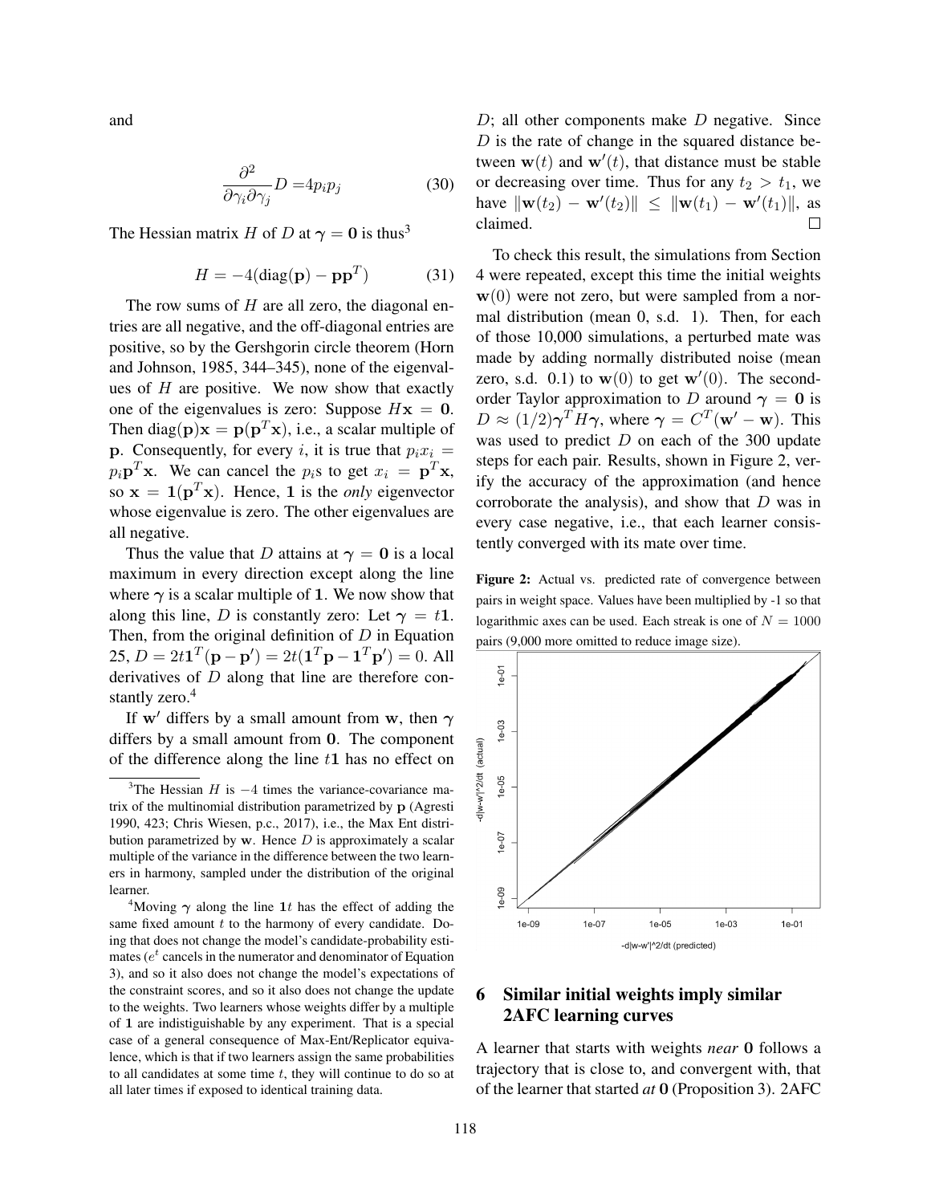and

$$\frac{\partial^2}{\partial \gamma_i \partial \gamma_j} D = 4 p_i p_j \tag{30}$$

The Hessian matrix $H$ of $D$ at $\boldsymbol{\gamma} = \mathbf{0}$ is thus[3]

$$H = -4(\mathrm{diag}(\mathbf{p}) - \mathbf{p}\mathbf{p}^T) \tag{31}$$

The row sums of $H$ are all zero, the diagonal entries are all negative, and the off-diagonal entries are positive, so by the Gershgorin circle theorem (Horn and Johnson, 1985, 344–345), none of the eigenvalues of $H$ are positive. We now show that exactly one of the eigenvalues is zero: Suppose $H\mathbf{x} = \mathbf{0}$. Then $\mathrm{diag}(\mathbf{p})\mathbf{x} = \mathbf{p}(\mathbf{p}^T\mathbf{x})$, i.e., a scalar multiple of $\mathbf{p}$. Consequently, for every $i$, it is true that $p_i x_i = p_i \mathbf{p}^T\mathbf{x}$. We can cancel the $p_i$s to get $x_i = \mathbf{p}^T\mathbf{x}$, so $\mathbf{x} = \mathbf{1}(\mathbf{p}^T\mathbf{x})$. Hence, $\mathbf{1}$ is the *only* eigenvector whose eigenvalue is zero. The other eigenvalues are all negative.

Thus the value that $D$ attains at $\boldsymbol{\gamma} = \mathbf{0}$ is a local maximum in every direction except along the line where $\boldsymbol{\gamma}$ is a scalar multiple of $\mathbf{1}$. We now show that along this line, $D$ is constantly zero: Let $\boldsymbol{\gamma} = t\mathbf{1}$. Then, from the original definition of $D$ in Equation 25, $D = 2t\mathbf{1}^T(\mathbf{p} - \mathbf{p}') = 2t(\mathbf{1}^T\mathbf{p} - \mathbf{1}^T\mathbf{p}') = 0$. All derivatives of $D$ along that line are therefore constantly zero.[4]

If $\mathbf{w}'$ differs by a small amount from $\mathbf{w}$, then $\boldsymbol{\gamma}$ differs by a small amount from $\mathbf{0}$. The component of the difference along the line $t\mathbf{1}$ has no effect on $D$; all other components make $D$ negative. Since $D$ is the rate of change in the squared distance between $\mathbf{w}(t)$ and $\mathbf{w}'(t)$, that distance must be stable or decreasing over time. Thus for any $t_2 > t_1$, we have $\|\mathbf{w}(t_2) - \mathbf{w}'(t_2)\| \leq \|\mathbf{w}(t_1) - \mathbf{w}'(t_1)\|$, as claimed. □

To check this result, the simulations from Section 4 were repeated, except this time the initial weights $\mathbf{w}(0)$ were not zero, but were sampled from a normal distribution (mean 0, s.d. 1). Then, for each of those 10,000 simulations, a perturbed mate was made by adding normally distributed noise (mean zero, s.d. 0.1) to $\mathbf{w}(0)$ to get $\mathbf{w}'(0)$. The second-order Taylor approximation to $D$ around $\boldsymbol{\gamma} = \mathbf{0}$ is $D \approx (1/2)\boldsymbol{\gamma}^T H \boldsymbol{\gamma}$, where $\boldsymbol{\gamma} = C^T(\mathbf{w}' - \mathbf{w})$. This was used to predict $D$ on each of the 300 update steps for each pair. Results, shown in Figure 2, verify the accuracy of the approximation (and hence corroborate the analysis), and show that $D$ was in every case negative, i.e., that each learner consistently converged with its mate over time.

**Figure 2:** Actual vs. predicted rate of convergence between pairs in weight space. Values have been multiplied by -1 so that logarithmic axes can be used. Each streak is one of $N = 1000$ pairs (9,000 more omitted to reduce image size).

## 6 Similar initial weights imply similar 2AFC learning curves

A learner that starts with weights *near* $\mathbf{0}$ follows a trajectory that is close to, and convergent with, that of the learner that started *at* $\mathbf{0}$ (Proposition 3). 2AFC

---

[3] The Hessian $H$ is $-4$ times the variance-covariance matrix of the multinomial distribution parametrized by $\mathbf{p}$ (Agresti 1990, 423; Chris Wiesen, p.c., 2017), i.e., the Max Ent distribution parametrized by $\mathbf{w}$. Hence $D$ is approximately a scalar multiple of the variance in the difference between the two learners in harmony, sampled under the distribution of the original learner.

[4] Moving $\boldsymbol{\gamma}$ along the line $\mathbf{1}t$ has the effect of adding the same fixed amount $t$ to the harmony of every candidate. Doing that does not change the model's candidate-probability estimates ($e^t$ cancels in the numerator and denominator of Equation 3), and so it also does not change the model's expectations of the constraint scores, and so it also does not change the update to the weights. Two learners whose weights differ by a multiple of $\mathbf{1}$ are indistiguishable by any experiment. That is a special case of a general consequence of Max-Ent/Replicator equivalence, which is that if two learners assign the same probabilities to all candidates at some time $t$, they will continue to do so at all later times if exposed to identical training data.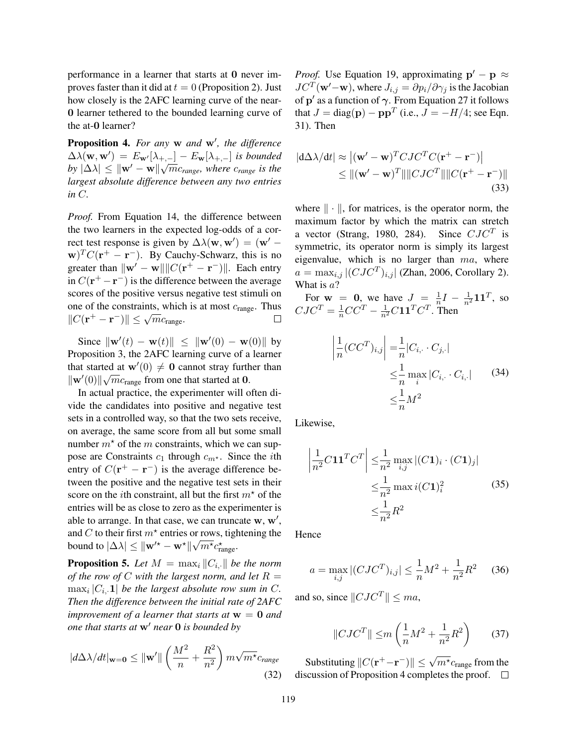performance in a learner that starts at $\mathbf{0}$ never improves faster than it did at $t = 0$ (Proposition 2). Just how closely is the 2AFC learning curve of the near-$\mathbf{0}$ learner tethered to the bounded learning curve of the at-$\mathbf{0}$ learner?

**Proposition 4.** *For any* $\mathbf{w}$ *and* $\mathbf{w}'$*, the difference* $\Delta\lambda(\mathbf{w}, \mathbf{w}') = E_{\mathbf{w}'}[\lambda_{+,-}] - E_{\mathbf{w}}[\lambda_{+,-}]$ *is bounded by* $|\Delta\lambda| \leq \|\mathbf{w}' - \mathbf{w}\|\sqrt{m}c_{range}$*, where* $c_{range}$ *is the largest absolute difference between any two entries in* $C$*.*

*Proof.* From Equation 14, the difference between the two learners in the expected log-odds of a correct test response is given by $\Delta\lambda(\mathbf{w}, \mathbf{w}') = (\mathbf{w}' - \mathbf{w})^T C(\mathbf{r}^+ - \mathbf{r}^-)$. By Cauchy-Schwarz, this is no greater than $\|\mathbf{w}' - \mathbf{w}\|\|C(\mathbf{r}^+ - \mathbf{r}^-)\|$. Each entry in $C(\mathbf{r}^+ - \mathbf{r}^-)$ is the difference between the average scores of the positive versus negative test stimuli on one of the constraints, which is at most $c_{\text{range}}$. Thus $\|C(\mathbf{r}^+ - \mathbf{r}^-)\| \leq \sqrt{m}c_{\text{range}}$. □

Since $\|\mathbf{w}'(t) - \mathbf{w}(t)\| \leq \|\mathbf{w}'(0) - \mathbf{w}(0)\|$ by Proposition 3, the 2AFC learning curve of a learner that started at $\mathbf{w}'(0) \neq \mathbf{0}$ cannot stray further than $\|\mathbf{w}'(0)\|\sqrt{m}c_{\text{range}}$ from one that started at $\mathbf{0}$.

In actual practice, the experimenter will often divide the candidates into positive and negative test sets in a controlled way, so that the two sets receive, on average, the same score from all but some small number $m^\star$ of the $m$ constraints, which we can suppose are Constraints $c_1$ through $c_{m^\star}$. Since the $i$th entry of $C(\mathbf{r}^+ - \mathbf{r}^-)$ is the average difference between the positive and the negative test sets in their score on the $i$th constraint, all but the first $m^\star$ of the entries will be as close to zero as the experimenter is able to arrange. In that case, we can truncate $\mathbf{w}$, $\mathbf{w}'$, and $C$ to their first $m^\star$ entries or rows, tightening the bound to $|\Delta\lambda| \leq \|\mathbf{w}'^\star - \mathbf{w}^\star\|\sqrt{m^\star}c^\star_{\text{range}}$.

**Proposition 5.** *Let* $M = \max_i \|C_{i,\cdot}\|$ *be the norm of the row of* $C$ *with the largest norm, and let* $R = \max_i |C_{i,\cdot}\mathbf{1}|$ *be the largest absolute row sum in* $C$*. Then the difference between the initial rate of 2AFC improvement of a learner that starts at* $\mathbf{w} = \mathbf{0}$ *and one that starts at* $\mathbf{w}'$ *near* $\mathbf{0}$ *is bounded by*

$$|d\Delta\lambda/dt|_{\mathbf{w}=\mathbf{0}} \leq \|\mathbf{w}'\| \left(\frac{M^2}{n} + \frac{R^2}{n^2}\right) m\sqrt{m^\star}c_{range} \tag{32}$$

*Proof.* Use Equation 19, approximating $\mathbf{p}' - \mathbf{p} \approx JC^T(\mathbf{w}' - \mathbf{w})$, where $J_{i,j} = \partial p_i / \partial \gamma_j$ is the Jacobian of $\mathbf{p}'$ as a function of $\boldsymbol{\gamma}$. From Equation 27 it follows that $J = \text{diag}(\mathbf{p}) - \mathbf{p}\mathbf{p}^T$ (i.e., $J = -H/4$; see Eqn. 31). Then

$$\begin{aligned}|\mathrm{d}\Delta\lambda/\mathrm{d}t| &\approx \left|(\mathbf{w}' - \mathbf{w})^T CJC^T C(\mathbf{r}^+ - \mathbf{r}^-)\right| \\ &\leq \|(\mathbf{w}' - \mathbf{w})^T\|\|CJC^T\|\|C(\mathbf{r}^+ - \mathbf{r}^-)\|\end{aligned} \tag{33}$$

where $\|\cdot\|$, for matrices, is the operator norm, the maximum factor by which the matrix can stretch a vector (Strang, 1980, 284). Since $CJC^T$ is symmetric, its operator norm is simply its largest eigenvalue, which is no larger than $ma$, where $a = \max_{i,j} |(CJC^T)_{i,j}|$ (Zhan, 2006, Corollary 2). What is $a$?

For $\mathbf{w} = \mathbf{0}$, we have $J = \frac{1}{n}I - \frac{1}{n^2}\mathbf{1}\mathbf{1}^T$, so $CJC^T = \frac{1}{n}CC^T - \frac{1}{n^2}C\mathbf{1}\mathbf{1}^T C^T$. Then

$$\begin{aligned}\left|\frac{1}{n}(CC^T)_{i,j}\right| &= \frac{1}{n}|C_{i,\cdot} \cdot C_{j,\cdot}| \\ &\leq \frac{1}{n}\max_i |C_{i,\cdot} \cdot C_{i,\cdot}| \\ &\leq \frac{1}{n}M^2\end{aligned} \tag{34}$$

Likewise,

$$\begin{aligned}\left|\frac{1}{n^2}C\mathbf{1}\mathbf{1}^T C^T\right| &\leq \frac{1}{n^2}\max_{i,j} |(C\mathbf{1})_i \cdot (C\mathbf{1})_j| \\ &\leq \frac{1}{n^2}\max i(C\mathbf{1})_i^2 \\ &\leq \frac{1}{n^2}R^2\end{aligned} \tag{35}$$

Hence

$$a = \max_{i,j} |(CJC^T)_{i,j}| \leq \frac{1}{n}M^2 + \frac{1}{n^2}R^2 \tag{36}$$

and so, since $\|CJC^T\| \leq ma$,

$$\|CJC^T\| \leq m\left(\frac{1}{n}M^2 + \frac{1}{n^2}R^2\right) \tag{37}$$

Substituting $\|C(\mathbf{r}^+ - \mathbf{r}^-)\| \leq \sqrt{m^\star}c_{\text{range}}$ from the discussion of Proposition 4 completes the proof. □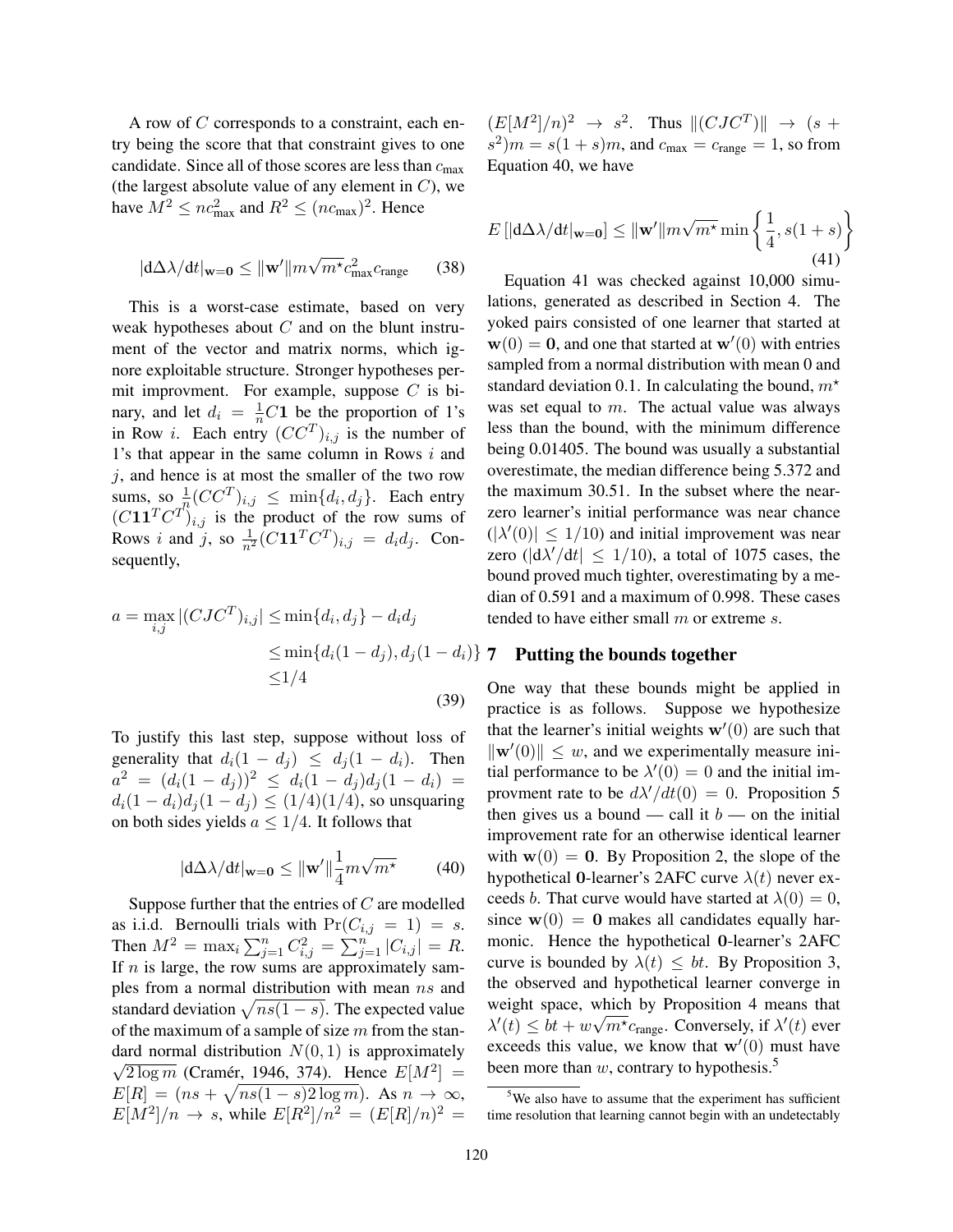A row of $C$ corresponds to a constraint, each entry being the score that that constraint gives to one candidate. Since all of those scores are less than $c_{\max}$ (the largest absolute value of any element in $C$), we have $M^2 \leq nc_{\max}^2$ and $R^2 \leq (nc_{\max})^2$. Hence

$$|\mathrm{d}\Delta\lambda/\mathrm{d}t|_{\mathbf{w}=\mathbf{0}} \leq \|\mathbf{w}'\| m\sqrt{m^\star} c_{\max}^2 c_{\text{range}} \tag{38}$$

This is a worst-case estimate, based on very weak hypotheses about $C$ and on the blunt instrument of the vector and matrix norms, which ignore exploitable structure. Stronger hypotheses permit improvment. For example, suppose $C$ is binary, and let $d_i = \frac{1}{n}C\mathbf{1}$ be the proportion of 1's in Row $i$. Each entry $(CC^T)_{i,j}$ is the number of 1's that appear in the same column in Rows $i$ and $j$, and hence is at most the smaller of the two row sums, so $\frac{1}{n}(CC^T)_{i,j} \leq \min\{d_i, d_j\}$. Each entry $(C\mathbf{1}\mathbf{1}^T C^T)_{i,j}$ is the product of the row sums of Rows $i$ and $j$, so $\frac{1}{n^2}(C\mathbf{1}\mathbf{1}^T C^T)_{i,j} = d_i d_j$. Consequently,

$$\begin{aligned} a = \max_{i,j} |(CJC^T)_{i,j}| &\leq \min\{d_i, d_j\} - d_i d_j \\ &\leq \min\{d_i(1-d_j), d_j(1-d_i)\} \\ &\leq 1/4 \end{aligned} \tag{39}$$

To justify this last step, suppose without loss of generality that $d_i(1-d_j) \leq d_j(1-d_i)$. Then $a^2 = (d_i(1-d_j))^2 \leq d_i(1-d_j)d_j(1-d_i) = d_i(1-d_i)d_j(1-d_j) \leq (1/4)(1/4)$, so unsquaring on both sides yields $a \leq 1/4$. It follows that

$$|\mathrm{d}\Delta\lambda/\mathrm{d}t|_{\mathbf{w}=\mathbf{0}} \leq \|\mathbf{w}'\| \frac{1}{4} m\sqrt{m^\star} \tag{40}$$

Suppose further that the entries of $C$ are modelled as i.i.d. Bernoulli trials with $\Pr(C_{i,j} = 1) = s$. Then $M^2 = \max_i \sum_{j=1}^n C_{i,j}^2 = \sum_{j=1}^n |C_{i,j}| = R$. If $n$ is large, the row sums are approximately samples from a normal distribution with mean $ns$ and standard deviation $\sqrt{ns(1-s)}$. The expected value of the maximum of a sample of size $m$ from the standard normal distribution $N(0,1)$ is approximately $\sqrt{2\log m}$ (Cramér, 1946, 374). Hence $E[M^2] = E[R] = (ns + \sqrt{ns(1-s)2\log m})$. As $n \to \infty$, $E[M^2]/n \to s$, while $E[R^2]/n^2 = (E[R]/n)^2 = (E[M^2]/n)^2 \to s^2$. Thus $\|(CJC^T)\| \to (s + s^2)m = s(1+s)m$, and $c_{\max} = c_{\text{range}} = 1$, so from Equation 40, we have

$$E\left[|\mathrm{d}\Delta\lambda/\mathrm{d}t|_{\mathbf{w}=\mathbf{0}}\right] \leq \|\mathbf{w}'\| m\sqrt{m^\star} \min\left\{\frac{1}{4}, s(1+s)\right\} \tag{41}$$

Equation 41 was checked against 10,000 simulations, generated as described in Section 4. The yoked pairs consisted of one learner that started at $\mathbf{w}(0) = \mathbf{0}$, and one that started at $\mathbf{w}'(0)$ with entries sampled from a normal distribution with mean 0 and standard deviation 0.1. In calculating the bound, $m^\star$ was set equal to $m$. The actual value was always less than the bound, with the minimum difference being 0.01405. The bound was usually a substantial overestimate, the median difference being 5.372 and the maximum 30.51. In the subset where the near-zero learner's initial performance was near chance ($|\lambda'(0)| \leq 1/10$) and initial improvement was near zero ($|\mathrm{d}\lambda'/\mathrm{d}t| \leq 1/10$), a total of 1075 cases, the bound proved much tighter, overestimating by a median of 0.591 and a maximum of 0.998. These cases tended to have either small $m$ or extreme $s$.

## 7 Putting the bounds together

One way that these bounds might be applied in practice is as follows. Suppose we hypothesize that the learner's initial weights $\mathbf{w}'(0)$ are such that $\|\mathbf{w}'(0)\| \leq w$, and we experimentally measure initial performance to be $\lambda'(0) = 0$ and the initial improvment rate to be $d\lambda'/dt(0) = 0$. Proposition 5 then gives us a bound — call it $b$ — on the initial improvement rate for an otherwise identical learner with $\mathbf{w}(0) = \mathbf{0}$. By Proposition 2, the slope of the hypothetical $\mathbf{0}$-learner's 2AFC curve $\lambda(t)$ never exceeds $b$. That curve would have started at $\lambda(0) = 0$, since $\mathbf{w}(0) = \mathbf{0}$ makes all candidates equally harmonic. Hence the hypothetical $\mathbf{0}$-learner's 2AFC curve is bounded by $\lambda(t) \leq bt$. By Proposition 3, the observed and hypothetical learner converge in weight space, which by Proposition 4 means that $\lambda'(t) \leq bt + w\sqrt{m^\star} c_{\text{range}}$. Conversely, if $\lambda'(t)$ ever exceeds this value, we know that $\mathbf{w}'(0)$ must have been more than $w$, contrary to hypothesis.[5]

[5] We also have to assume that the experiment has sufficient time resolution that learning cannot begin with an undetectably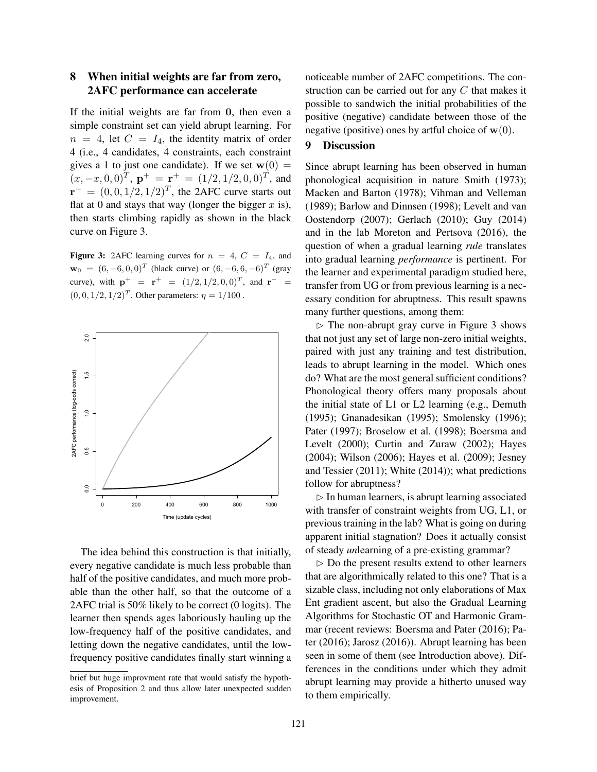## 8 When initial weights are far from zero, 2AFC performance can accelerate

If the initial weights are far from **0**, then even a simple constraint set can yield abrupt learning. For $n = 4$, let $C = I_4$, the identity matrix of order 4 (i.e., 4 candidates, 4 constraints, each constraint gives a 1 to just one candidate). If we set $\mathbf{w}(0) = (x, -x, 0, 0)^T$, $\mathbf{p}^+ = \mathbf{r}^+ = (1/2, 1/2, 0, 0)^T$, and $\mathbf{r}^- = (0, 0, 1/2, 1/2)^T$, the 2AFC curve starts out flat at 0 and stays that way (longer the bigger $x$ is), then starts climbing rapidly as shown in the black curve on Figure 3.

**Figure 3:** 2AFC learning curves for $n = 4$, $C = I_4$, and $\mathbf{w}_0 = (6, -6, 0, 0)^T$ (black curve) or $(6, -6, 6, -6)^T$ (gray curve), with $\mathbf{p}^+ = \mathbf{r}^+ = (1/2, 1/2, 0, 0)^T$, and $\mathbf{r}^- = (0, 0, 1/2, 1/2)^T$. Other parameters: $\eta = 1/100$ .

The idea behind this construction is that initially, every negative candidate is much less probable than half of the positive candidates, and much more probable than the other half, so that the outcome of a 2AFC trial is 50% likely to be correct (0 logits). The learner then spends ages laboriously hauling up the low-frequency half of the positive candidates, and letting down the negative candidates, until the low-frequency positive candidates finally start winning a noticeable number of 2AFC competitions. The construction can be carried out for any $C$ that makes it possible to sandwich the initial probabilities of the positive (negative) candidate between those of the negative (positive) ones by artful choice of $\mathbf{w}(0)$.

## 9 Discussion

Since abrupt learning has been observed in human phonological acquisition in nature Smith (1973); Macken and Barton (1978); Vihman and Velleman (1989); Barlow and Dinnsen (1998); Levelt and van Oostendorp (2007); Gerlach (2010); Guy (2014) and in the lab Moreton and Pertsova (2016), the question of when a gradual learning *rule* translates into gradual learning *performance* is pertinent. For the learner and experimental paradigm studied here, transfer from UG or from previous learning is a necessary condition for abruptness. This result spawns many further questions, among them:

▷ The non-abrupt gray curve in Figure 3 shows that not just any set of large non-zero initial weights, paired with just any training and test distribution, leads to abrupt learning in the model. Which ones do? What are the most general sufficient conditions? Phonological theory offers many proposals about the initial state of L1 or L2 learning (e.g., Demuth (1995); Gnanadesikan (1995); Smolensky (1996); Pater (1997); Broselow et al. (1998); Boersma and Levelt (2000); Curtin and Zuraw (2002); Hayes (2004); Wilson (2006); Hayes et al. (2009); Jesney and Tessier (2011); White (2014)); what predictions follow for abruptness?

▷ In human learners, is abrupt learning associated with transfer of constraint weights from UG, L1, or previous training in the lab? What is going on during apparent initial stagnation? Does it actually consist of steady *un*learning of a pre-existing grammar?

▷ Do the present results extend to other learners that are algorithmically related to this one? That is a sizable class, including not only elaborations of Max Ent gradient ascent, but also the Gradual Learning Algorithms for Stochastic OT and Harmonic Grammar (recent reviews: Boersma and Pater (2016); Pater (2016); Jarosz (2016)). Abrupt learning has been seen in some of them (see Introduction above). Differences in the conditions under which they admit abrupt learning may provide a hitherto unused way to them empirically.

---

brief but huge improvment rate that would satisfy the hypothesis of Proposition 2 and thus allow later unexpected sudden improvement.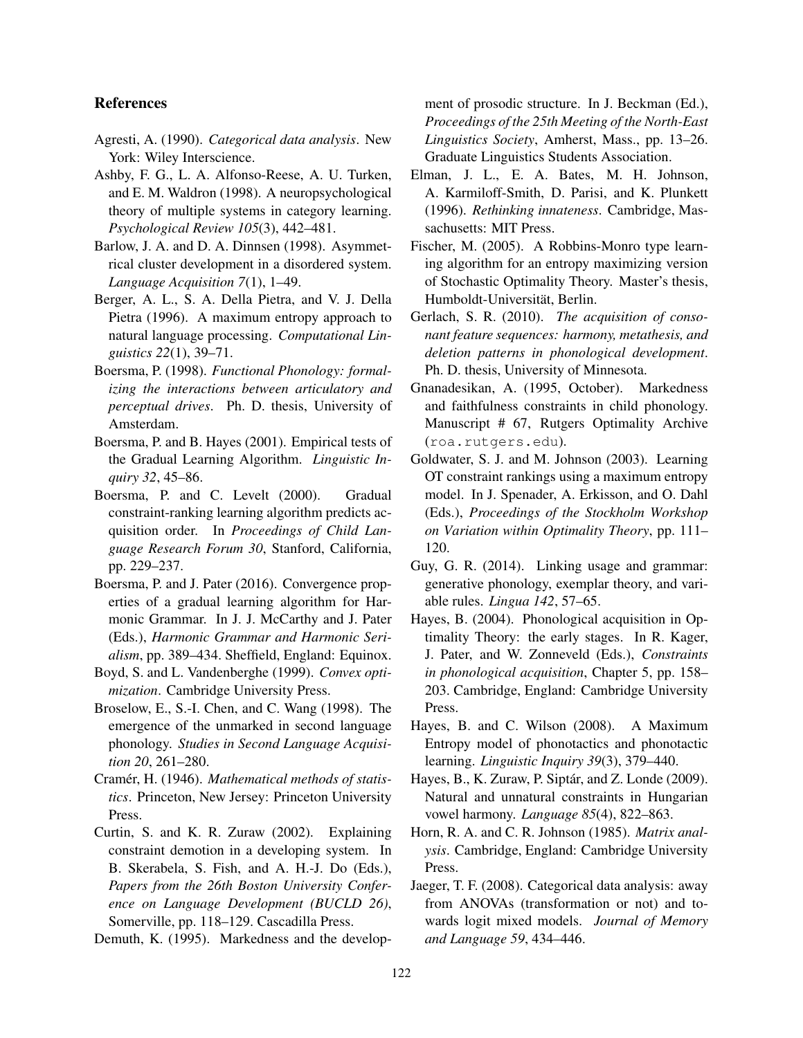## References

Agresti, A. (1990). *Categorical data analysis*. New York: Wiley Interscience.

Ashby, F. G., L. A. Alfonso-Reese, A. U. Turken, and E. M. Waldron (1998). A neuropsychological theory of multiple systems in category learning. *Psychological Review 105*(3), 442–481.

Barlow, J. A. and D. A. Dinnsen (1998). Asymmetrical cluster development in a disordered system. *Language Acquisition 7*(1), 1–49.

Berger, A. L., S. A. Della Pietra, and V. J. Della Pietra (1996). A maximum entropy approach to natural language processing. *Computational Linguistics 22*(1), 39–71.

Boersma, P. (1998). *Functional Phonology: formalizing the interactions between articulatory and perceptual drives*. Ph. D. thesis, University of Amsterdam.

Boersma, P. and B. Hayes (2001). Empirical tests of the Gradual Learning Algorithm. *Linguistic Inquiry 32*, 45–86.

Boersma, P. and C. Levelt (2000). Gradual constraint-ranking learning algorithm predicts acquisition order. In *Proceedings of Child Language Research Forum 30*, Stanford, California, pp. 229–237.

Boersma, P. and J. Pater (2016). Convergence properties of a gradual learning algorithm for Harmonic Grammar. In J. J. McCarthy and J. Pater (Eds.), *Harmonic Grammar and Harmonic Serialism*, pp. 389–434. Sheffield, England: Equinox.

Boyd, S. and L. Vandenberghe (1999). *Convex optimization*. Cambridge University Press.

Broselow, E., S.-I. Chen, and C. Wang (1998). The emergence of the unmarked in second language phonology. *Studies in Second Language Acquisition 20*, 261–280.

Cramér, H. (1946). *Mathematical methods of statistics*. Princeton, New Jersey: Princeton University Press.

Curtin, S. and K. R. Zuraw (2002). Explaining constraint demotion in a developing system. In B. Skerabela, S. Fish, and A. H.-J. Do (Eds.), *Papers from the 26th Boston University Conference on Language Development (BUCLD 26)*, Somerville, pp. 118–129. Cascadilla Press.

Demuth, K. (1995). Markedness and the development of prosodic structure. In J. Beckman (Ed.), *Proceedings of the 25th Meeting of the North-East Linguistics Society*, Amherst, Mass., pp. 13–26. Graduate Linguistics Students Association.

Elman, J. L., E. A. Bates, M. H. Johnson, A. Karmiloff-Smith, D. Parisi, and K. Plunkett (1996). *Rethinking innateness*. Cambridge, Massachusetts: MIT Press.

Fischer, M. (2005). A Robbins-Monro type learning algorithm for an entropy maximizing version of Stochastic Optimality Theory. Master's thesis, Humboldt-Universität, Berlin.

Gerlach, S. R. (2010). *The acquisition of consonant feature sequences: harmony, metathesis, and deletion patterns in phonological development*. Ph. D. thesis, University of Minnesota.

Gnanadesikan, A. (1995, October). Markedness and faithfulness constraints in child phonology. Manuscript # 67, Rutgers Optimality Archive (roa.rutgers.edu).

Goldwater, S. J. and M. Johnson (2003). Learning OT constraint rankings using a maximum entropy model. In J. Spenader, A. Erkisson, and O. Dahl (Eds.), *Proceedings of the Stockholm Workshop on Variation within Optimality Theory*, pp. 111–120.

Guy, G. R. (2014). Linking usage and grammar: generative phonology, exemplar theory, and variable rules. *Lingua 142*, 57–65.

Hayes, B. (2004). Phonological acquisition in Optimality Theory: the early stages. In R. Kager, J. Pater, and W. Zonneveld (Eds.), *Constraints in phonological acquisition*, Chapter 5, pp. 158–203. Cambridge, England: Cambridge University Press.

Hayes, B. and C. Wilson (2008). A Maximum Entropy model of phonotactics and phonotactic learning. *Linguistic Inquiry 39*(3), 379–440.

Hayes, B., K. Zuraw, P. Siptár, and Z. Londe (2009). Natural and unnatural constraints in Hungarian vowel harmony. *Language 85*(4), 822–863.

Horn, R. A. and C. R. Johnson (1985). *Matrix analysis*. Cambridge, England: Cambridge University Press.

Jaeger, T. F. (2008). Categorical data analysis: away from ANOVAs (transformation or not) and towards logit mixed models. *Journal of Memory and Language 59*, 434–446.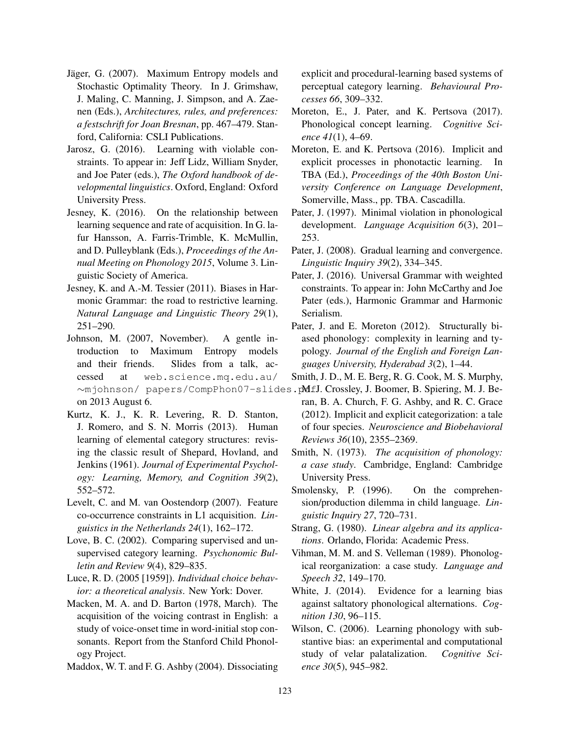Jäger, G. (2007). Maximum Entropy models and Stochastic Optimality Theory. In J. Grimshaw, J. Maling, C. Manning, J. Simpson, and A. Zaenen (Eds.), *Architectures, rules, and preferences: a festschrift for Joan Bresnan*, pp. 467–479. Stanford, California: CSLI Publications.

Jarosz, G. (2016). Learning with violable constraints. To appear in: Jeff Lidz, William Snyder, and Joe Pater (eds.), *The Oxford handbook of developmental linguistics*. Oxford, England: Oxford University Press.

Jesney, K. (2016). On the relationship between learning sequence and rate of acquisition. In G. lafur Hansson, A. Farris-Trimble, K. McMullin, and D. Pulleyblank (Eds.), *Proceedings of the Annual Meeting on Phonology 2015*, Volume 3. Linguistic Society of America.

Jesney, K. and A.-M. Tessier (2011). Biases in Harmonic Grammar: the road to restrictive learning. *Natural Language and Linguistic Theory 29*(1), 251–290.

Johnson, M. (2007, November). A gentle introduction to Maximum Entropy models and their friends. Slides from a talk, accessed at `web.science.mq.edu.au/~mjohnson/papers/CompPhon07-slides.pdf` on 2013 August 6.

Kurtz, K. J., K. R. Levering, R. D. Stanton, J. Romero, and S. N. Morris (2013). Human learning of elemental category structures: revising the classic result of Shepard, Hovland, and Jenkins (1961). *Journal of Experimental Psychology: Learning, Memory, and Cognition 39*(2), 552–572.

Levelt, C. and M. van Oostendorp (2007). Feature co-occurrence constraints in L1 acquisition. *Linguistics in the Netherlands 24*(1), 162–172.

Love, B. C. (2002). Comparing supervised and unsupervised category learning. *Psychonomic Bulletin and Review 9*(4), 829–835.

Luce, R. D. (2005 [1959]). *Individual choice behavior: a theoretical analysis*. New York: Dover.

Macken, M. A. and D. Barton (1978, March). The acquisition of the voicing contrast in English: a study of voice-onset time in word-initial stop consonants. Report from the Stanford Child Phonology Project.

Maddox, W. T. and F. G. Ashby (2004). Dissociating explicit and procedural-learning based systems of perceptual category learning. *Behavioural Processes 66*, 309–332.

Moreton, E., J. Pater, and K. Pertsova (2017). Phonological concept learning. *Cognitive Science 41*(1), 4–69.

Moreton, E. and K. Pertsova (2016). Implicit and explicit processes in phonotactic learning. In TBA (Ed.), *Proceedings of the 40th Boston University Conference on Language Development*, Somerville, Mass., pp. TBA. Cascadilla.

Pater, J. (1997). Minimal violation in phonological development. *Language Acquisition 6*(3), 201–253.

Pater, J. (2008). Gradual learning and convergence. *Linguistic Inquiry 39*(2), 334–345.

Pater, J. (2016). Universal Grammar with weighted constraints. To appear in: John McCarthy and Joe Pater (eds.), Harmonic Grammar and Harmonic Serialism.

Pater, J. and E. Moreton (2012). Structurally biased phonology: complexity in learning and typology. *Journal of the English and Foreign Languages University, Hyderabad 3*(2), 1–44.

Smith, J. D., M. E. Berg, R. G. Cook, M. S. Murphy, M. J. Crossley, J. Boomer, B. Spiering, M. J. Beran, B. A. Church, F. G. Ashby, and R. C. Grace (2012). Implicit and explicit categorization: a tale of four species. *Neuroscience and Biobehavioral Reviews 36*(10), 2355–2369.

Smith, N. (1973). *The acquisition of phonology: a case study*. Cambridge, England: Cambridge University Press.

Smolensky, P. (1996). On the comprehension/production dilemma in child language. *Linguistic Inquiry 27*, 720–731.

Strang, G. (1980). *Linear algebra and its applications*. Orlando, Florida: Academic Press.

Vihman, M. M. and S. Velleman (1989). Phonological reorganization: a case study. *Language and Speech 32*, 149–170.

White, J. (2014). Evidence for a learning bias against saltatory phonological alternations. *Cognition 130*, 96–115.

Wilson, C. (2006). Learning phonology with substantive bias: an experimental and computational study of velar palatalization. *Cognitive Science 30*(5), 945–982.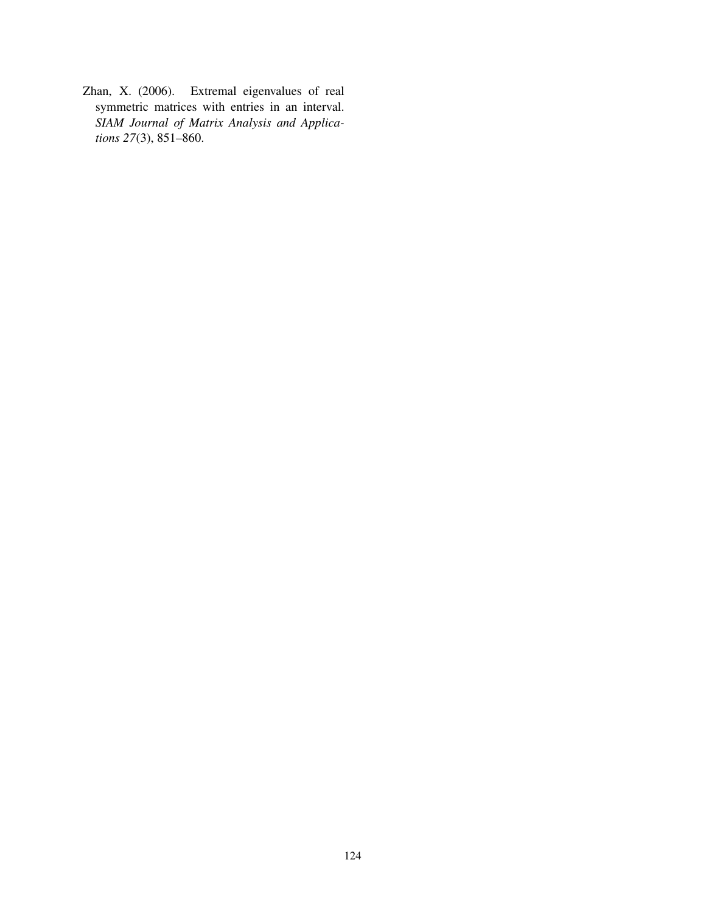Zhan, X. (2006). Extremal eigenvalues of real symmetric matrices with entries in an interval. *SIAM Journal of Matrix Analysis and Applications 27*(3), 851–860.